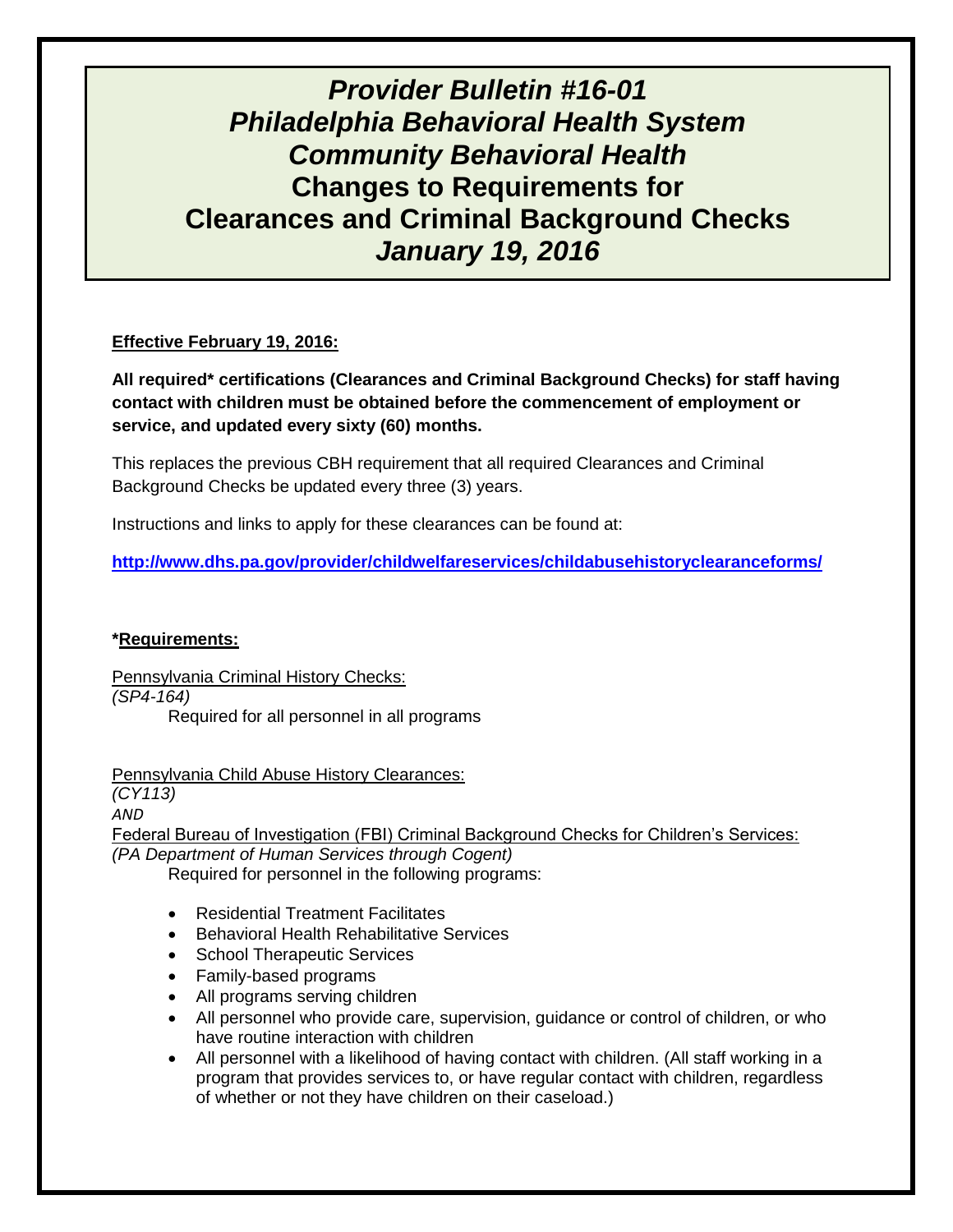# *Provider Bulletin #16-01*
# *Philadelphia Behavioral Health System*
# *Community Behavioral Health*
# Changes to Requirements for Clearances and Criminal Background Checks
# *January 19, 2016*

**Effective February 19, 2016:**

**All required* certifications (Clearances and Criminal Background Checks) for staff having contact with children must be obtained before the commencement of employment or service, and updated every sixty (60) months.**

This replaces the previous CBH requirement that all required Clearances and Criminal Background Checks be updated every three (3) years.

Instructions and links to apply for these clearances can be found at:

**http://www.dhs.pa.gov/provider/childwelfareservices/childabusehistoryclearanceforms/**

***Requirements:**

Pennsylvania Criminal History Checks:
*(SP4-164)*
Required for all personnel in all programs

Pennsylvania Child Abuse History Clearances:
*(CY113)*
*AND*
Federal Bureau of Investigation (FBI) Criminal Background Checks for Children's Services:
*(PA Department of Human Services through Cogent)*
Required for personnel in the following programs:

- Residential Treatment Facilitates
- Behavioral Health Rehabilitative Services
- School Therapeutic Services
- Family-based programs
- All programs serving children
- All personnel who provide care, supervision, guidance or control of children, or who have routine interaction with children
- All personnel with a likelihood of having contact with children. (All staff working in a program that provides services to, or have regular contact with children, regardless of whether or not they have children on their caseload.)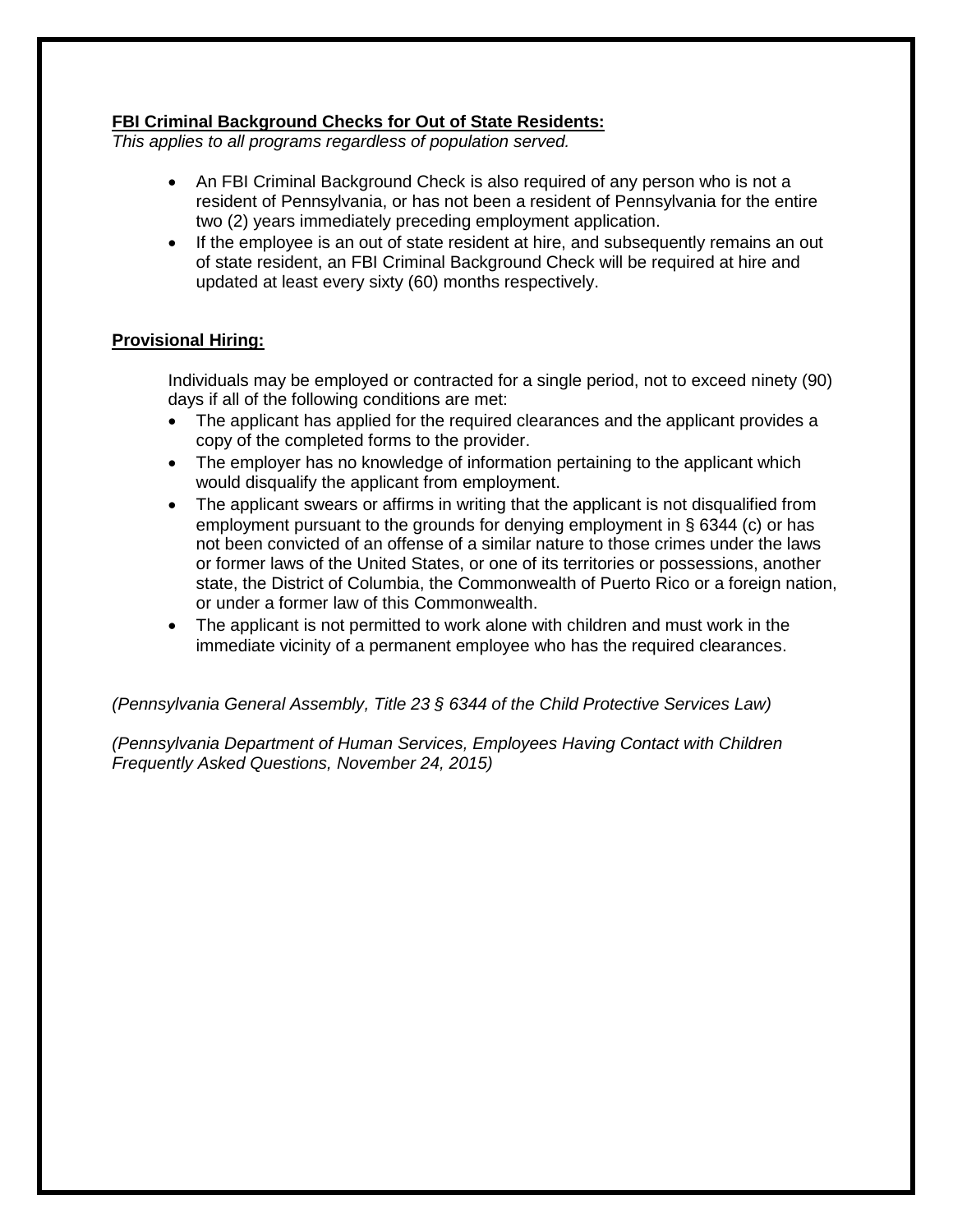**FBI Criminal Background Checks for Out of State Residents:**

*This applies to all programs regardless of population served.*

- An FBI Criminal Background Check is also required of any person who is not a resident of Pennsylvania, or has not been a resident of Pennsylvania for the entire two (2) years immediately preceding employment application.
- If the employee is an out of state resident at hire, and subsequently remains an out of state resident, an FBI Criminal Background Check will be required at hire and updated at least every sixty (60) months respectively.

**Provisional Hiring:**

Individuals may be employed or contracted for a single period, not to exceed ninety (90) days if all of the following conditions are met:

- The applicant has applied for the required clearances and the applicant provides a copy of the completed forms to the provider.
- The employer has no knowledge of information pertaining to the applicant which would disqualify the applicant from employment.
- The applicant swears or affirms in writing that the applicant is not disqualified from employment pursuant to the grounds for denying employment in § 6344 (c) or has not been convicted of an offense of a similar nature to those crimes under the laws or former laws of the United States, or one of its territories or possessions, another state, the District of Columbia, the Commonwealth of Puerto Rico or a foreign nation, or under a former law of this Commonwealth.
- The applicant is not permitted to work alone with children and must work in the immediate vicinity of a permanent employee who has the required clearances.

*(Pennsylvania General Assembly, Title 23 § 6344 of the Child Protective Services Law)*

*(Pennsylvania Department of Human Services, Employees Having Contact with Children Frequently Asked Questions, November 24, 2015)*